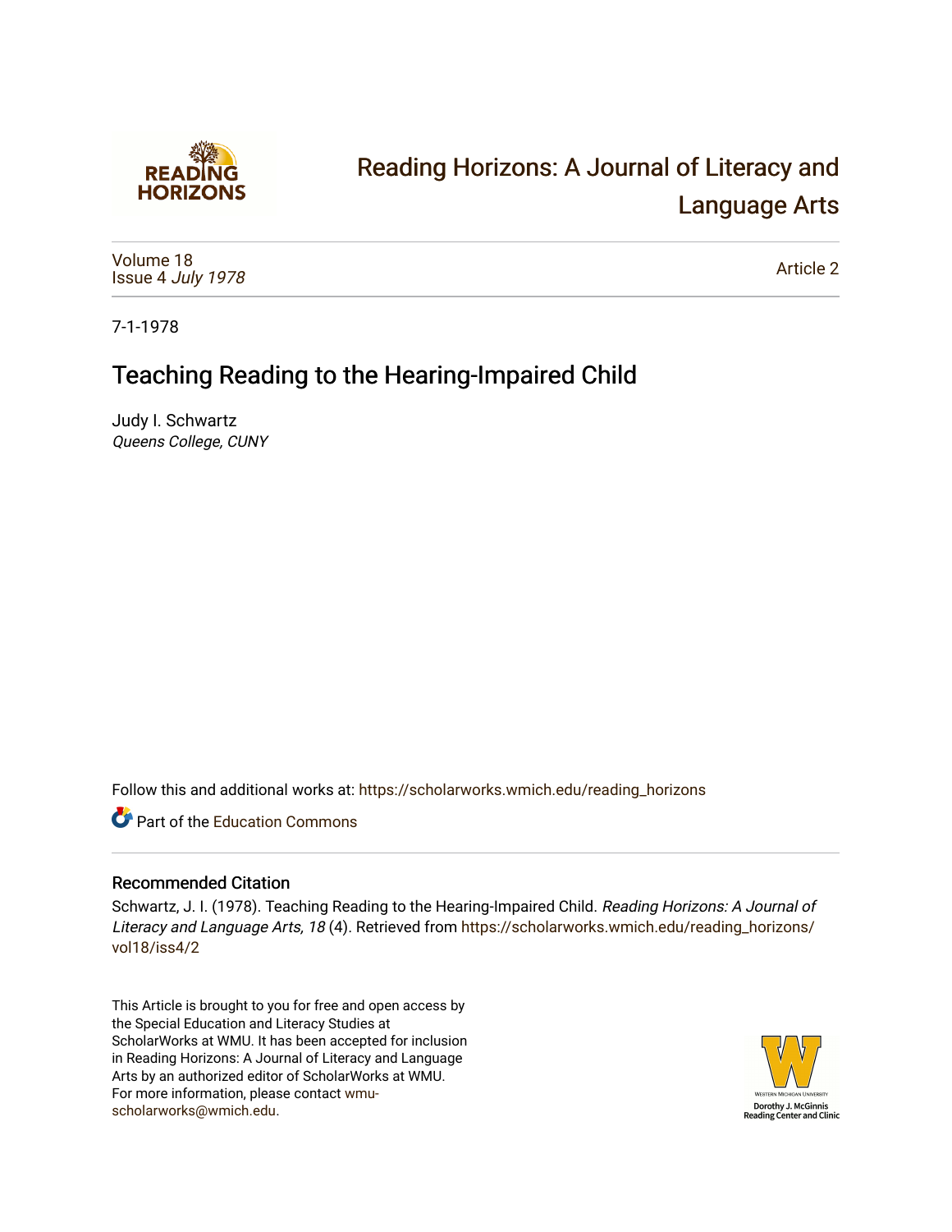Reading Horizons: A Journal of Literacy and Language Arts

Volume 18
Issue 4 *July 1978*

Article 2

7-1-1978

# Teaching Reading to the Hearing-Impaired Child

Judy I. Schwartz
*Queens College, CUNY*

Follow this and additional works at: https://scholarworks.wmich.edu/reading_horizons

Part of the Education Commons

## Recommended Citation

Schwartz, J. I. (1978). Teaching Reading to the Hearing-Impaired Child. *Reading Horizons: A Journal of Literacy and Language Arts, 18* (4). Retrieved from https://scholarworks.wmich.edu/reading_horizons/vol18/iss4/2

This Article is brought to you for free and open access by the Special Education and Literacy Studies at ScholarWorks at WMU. It has been accepted for inclusion in Reading Horizons: A Journal of Literacy and Language Arts by an authorized editor of ScholarWorks at WMU. For more information, please contact wmu-scholarworks@wmich.edu.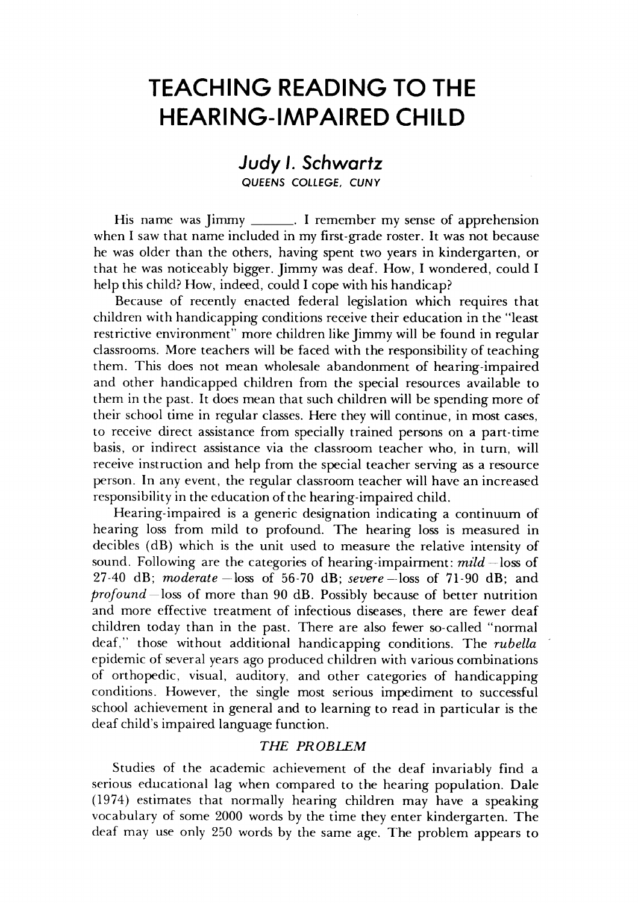# TEACHING READING TO THE HEARING-IMPAIRED CHILD

## *Judy I. Schwartz*

QUEENS COLLEGE, CUNY

His name was Jimmy ______. I remember my sense of apprehension when I saw that name included in my first-grade roster. It was not because he was older than the others, having spent two years in kindergarten, or that he was noticeably bigger. Jimmy was deaf. How, I wondered, could I help this child? How, indeed, could I cope with his handicap?

Because of recently enacted federal legislation which requires that children with handicapping conditions receive their education in the "least restrictive environment" more children like Jimmy will be found in regular classrooms. More teachers will be faced with the responsibility of teaching them. This does not mean wholesale abandonment of hearing-impaired and other handicapped children from the special resources available to them in the past. It does mean that such children will be spending more of their school time in regular classes. Here they will continue, in most cases, to receive direct assistance from specially trained persons on a part-time basis, or indirect assistance via the classroom teacher who, in turn, will receive instruction and help from the special teacher serving as a resource person. In any event, the regular classroom teacher will have an increased responsibility in the education of the hearing-impaired child.

Hearing-impaired is a generic designation indicating a continuum of hearing loss from mild to profound. The hearing loss is measured in decibles (dB) which is the unit used to measure the relative intensity of sound. Following are the categories of hearing-impairment: *mild* — loss of 27-40 dB; *moderate* — loss of 56-70 dB; *severe* — loss of 71-90 dB; and *profound* — loss of more than 90 dB. Possibly because of better nutrition and more effective treatment of infectious diseases, there are fewer deaf children today than in the past. There are also fewer so-called "normal deaf," those without additional handicapping conditions. The *rubella* epidemic of several years ago produced children with various combinations of orthopedic, visual, auditory, and other categories of handicapping conditions. However, the single most serious impediment to successful school achievement in general and to learning to read in particular is the deaf child's impaired language function.

### *THE PROBLEM*

Studies of the academic achievement of the deaf invariably find a serious educational lag when compared to the hearing population. Dale (1974) estimates that normally hearing children may have a speaking vocabulary of some 2000 words by the time they enter kindergarten. The deaf may use only 250 words by the same age. The problem appears to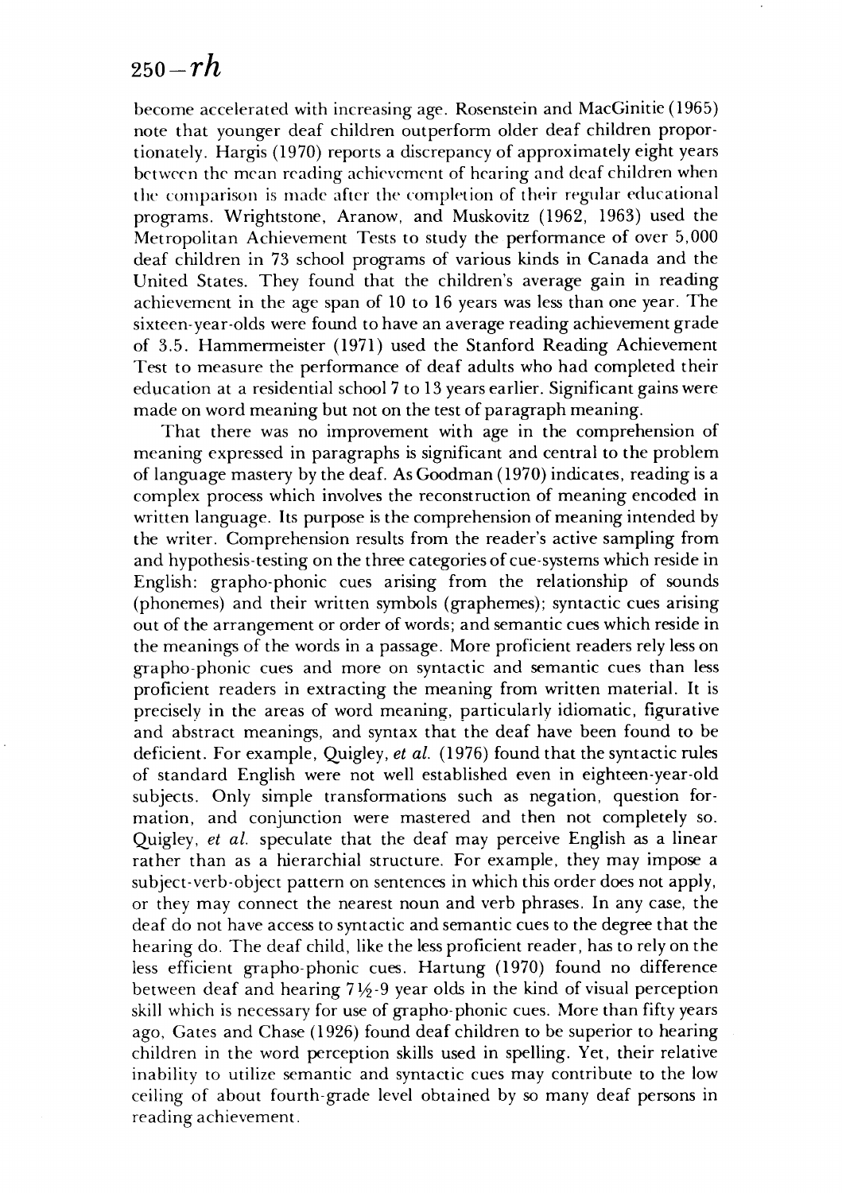become accelerated with increasing age. Rosenstein and MacGinitie (1965) note that younger deaf children outperform older deaf children proportionately. Hargis (1970) reports a discrepancy of approximately eight years between the mean reading achievement of hearing and deaf children when the comparison is made after the completion of their regular educational programs. Wrightstone, Aranow, and Muskovitz (1962, 1963) used the Metropolitan Achievement Tests to study the performance of over 5,000 deaf children in 73 school programs of various kinds in Canada and the United States. They found that the children's average gain in reading achievement in the age span of 10 to 16 years was less than one year. The sixteen-year-olds were found to have an average reading achievement grade of 3.5. Hammermeister (1971) used the Stanford Reading Achievement Test to measure the performance of deaf adults who had completed their education at a residential school 7 to 13 years earlier. Significant gains were made on word meaning but not on the test of paragraph meaning.

That there was no improvement with age in the comprehension of meaning expressed in paragraphs is significant and central to the problem of language mastery by the deaf. As Goodman (1970) indicates, reading is a complex process which involves the reconstruction of meaning encoded in written language. Its purpose is the comprehension of meaning intended by the writer. Comprehension results from the reader's active sampling from and hypothesis-testing on the three categories of cue-systems which reside in English: grapho-phonic cues arising from the relationship of sounds (phonemes) and their written symbols (graphemes); syntactic cues arising out of the arrangement or order of words; and semantic cues which reside in the meanings of the words in a passage. More proficient readers rely less on grapho-phonic cues and more on syntactic and semantic cues than less proficient readers in extracting the meaning from written material. It is precisely in the areas of word meaning, particularly idiomatic, figurative and abstract meanings, and syntax that the deaf have been found to be deficient. For example, Quigley, *et al.* (1976) found that the syntactic rules of standard English were not well established even in eighteen-year-old subjects. Only simple transformations such as negation, question formation, and conjunction were mastered and then not completely so. Quigley, *et al.* speculate that the deaf may perceive English as a linear rather than as a hierarchial structure. For example, they may impose a subject-verb-object pattern on sentences in which this order does not apply, or they may connect the nearest noun and verb phrases. In any case, the deaf do not have access to syntactic and semantic cues to the degree that the hearing do. The deaf child, like the less proficient reader, has to rely on the less efficient grapho-phonic cues. Hartung (1970) found no difference between deaf and hearing 7½-9 year olds in the kind of visual perception skill which is necessary for use of grapho-phonic cues. More than fifty years ago, Gates and Chase (1926) found deaf children to be superior to hearing children in the word perception skills used in spelling. Yet, their relative inability to utilize semantic and syntactic cues may contribute to the low ceiling of about fourth-grade level obtained by so many deaf persons in reading achievement.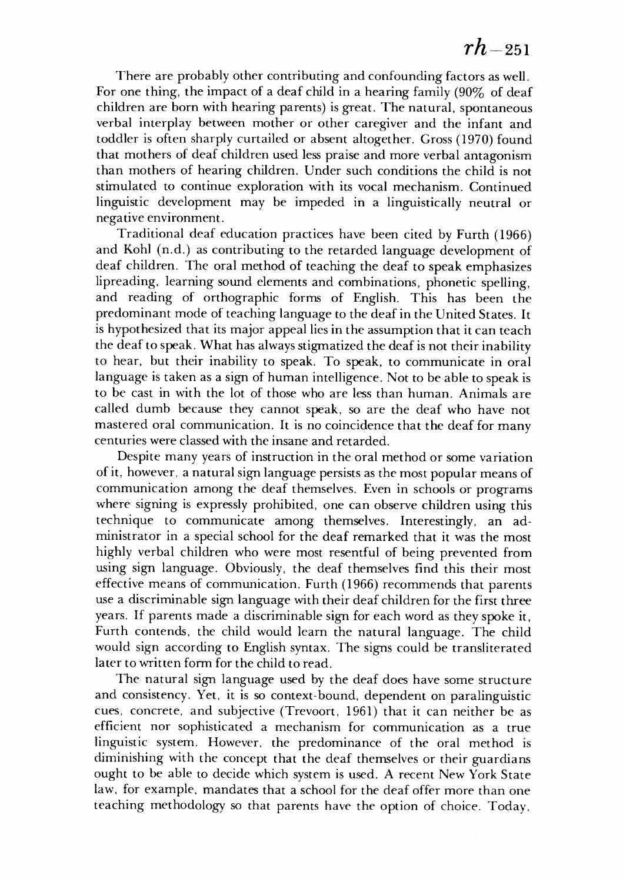There are probably other contributing and confounding factors as well. For one thing, the impact of a deaf child in a hearing family (90% of deaf children are born with hearing parents) is great. The natural, spontaneous verbal interplay between mother or other caregiver and the infant and toddler is often sharply curtailed or absent altogether. Gross (1970) found that mothers of deaf children used less praise and more verbal antagonism than mothers of hearing children. Under such conditions the child is not stimulated to continue exploration with its vocal mechanism. Continued linguistic development may be impeded in a linguistically neutral or negative environment.

Traditional deaf education practices have been cited by Furth (1966) and Kohl (n.d.) as contributing to the retarded language development of deaf children. The oral method of teaching the deaf to speak emphasizes lipreading, learning sound elements and combinations, phonetic spelling, and reading of orthographic forms of English. This has been the predominant mode of teaching language to the deaf in the United States. It is hypothesized that its major appeal lies in the assumption that it can teach the deaf to speak. What has always stigmatized the deaf is not their inability to hear, but their inability to speak. To speak, to communicate in oral language is taken as a sign of human intelligence. Not to be able to speak is to be cast in with the lot of those who are less than human. Animals are called dumb because they cannot speak, so are the deaf who have not mastered oral communication. It is no coincidence that the deaf for many centuries were classed with the insane and retarded.

Despite many years of instruction in the oral method or some variation of it, however, a natural sign language persists as the most popular means of communication among the deaf themselves. Even in schools or programs where signing is expressly prohibited, one can observe children using this technique to communicate among themselves. Interestingly, an administrator in a special school for the deaf remarked that it was the most highly verbal children who were most resentful of being prevented from using sign language. Obviously, the deaf themselves find this their most effective means of communication. Furth (1966) recommends that parents use a discriminable sign language with their deaf children for the first three years. If parents made a discriminable sign for each word as they spoke it, Furth contends, the child would learn the natural language. The child would sign according to English syntax. The signs could be transliterated later to written form for the child to read.

The natural sign language used by the deaf does have some structure and consistency. Yet, it is so context-bound, dependent on paralinguistic cues, concrete, and subjective (Trevoort, 1961) that it can neither be as efficient nor sophisticated a mechanism for communication as a true linguistic system. However, the predominance of the oral method is diminishing with the concept that the deaf themselves or their guardians ought to be able to decide which system is used. A recent New York State law, for example, mandates that a school for the deaf offer more than one teaching methodology so that parents have the option of choice. Today,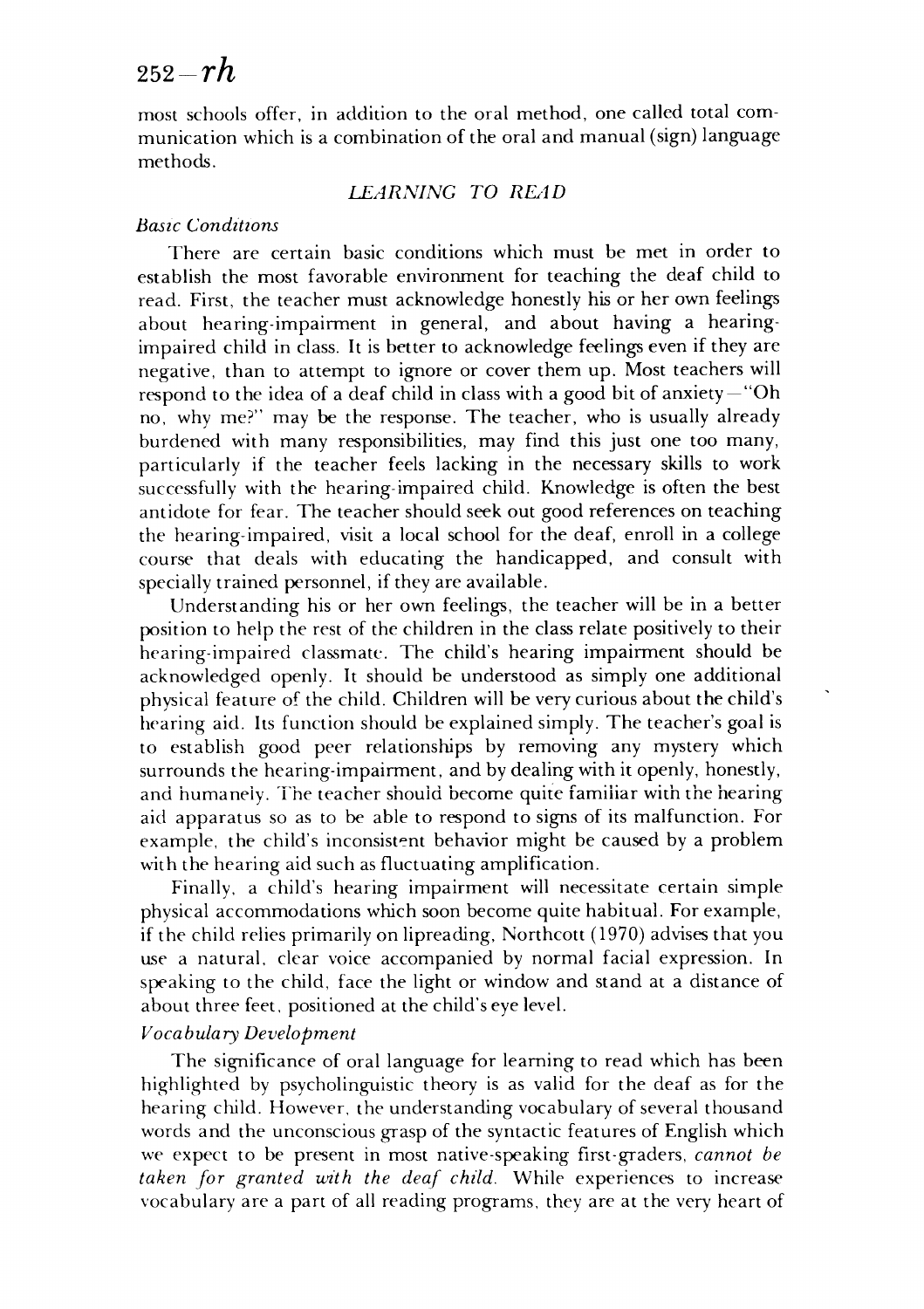most schools offer, in addition to the oral method, one called total communication which is a combination of the oral and manual (sign) language methods.

## LEARNING TO READ

### *Basic Conditions*

There are certain basic conditions which must be met in order to establish the most favorable environment for teaching the deaf child to read. First, the teacher must acknowledge honestly his or her own feelings about hearing-impairment in general, and about having a hearing-impaired child in class. It is better to acknowledge feelings even if they are negative, than to attempt to ignore or cover them up. Most teachers will respond to the idea of a deaf child in class with a good bit of anxiety—"Oh no, why me?" may be the response. The teacher, who is usually already burdened with many responsibilities, may find this just one too many, particularly if the teacher feels lacking in the necessary skills to work successfully with the hearing-impaired child. Knowledge is often the best antidote for fear. The teacher should seek out good references on teaching the hearing-impaired, visit a local school for the deaf, enroll in a college course that deals with educating the handicapped, and consult with specially trained personnel, if they are available.

Understanding his or her own feelings, the teacher will be in a better position to help the rest of the children in the class relate positively to their hearing-impaired classmate. The child's hearing impairment should be acknowledged openly. It should be understood as simply one additional physical feature of the child. Children will be very curious about the child's hearing aid. Its function should be explained simply. The teacher's goal is to establish good peer relationships by removing any mystery which surrounds the hearing-impairment, and by dealing with it openly, honestly, and humanely. The teacher should become quite familiar with the hearing aid apparatus so as to be able to respond to signs of its malfunction. For example, the child's inconsistent behavior might be caused by a problem with the hearing aid such as fluctuating amplification.

Finally, a child's hearing impairment will necessitate certain simple physical accommodations which soon become quite habitual. For example, if the child relies primarily on lipreading, Northcott (1970) advises that you use a natural, clear voice accompanied by normal facial expression. In speaking to the child, face the light or window and stand at a distance of about three feet, positioned at the child's eye level.

### *Vocabulary Development*

The significance of oral language for learning to read which has been highlighted by psycholinguistic theory is as valid for the deaf as for the hearing child. However, the understanding vocabulary of several thousand words and the unconscious grasp of the syntactic features of English which we expect to be present in most native-speaking first-graders, *cannot be taken for granted with the deaf child.* While experiences to increase vocabulary are a part of all reading programs, they are at the very heart of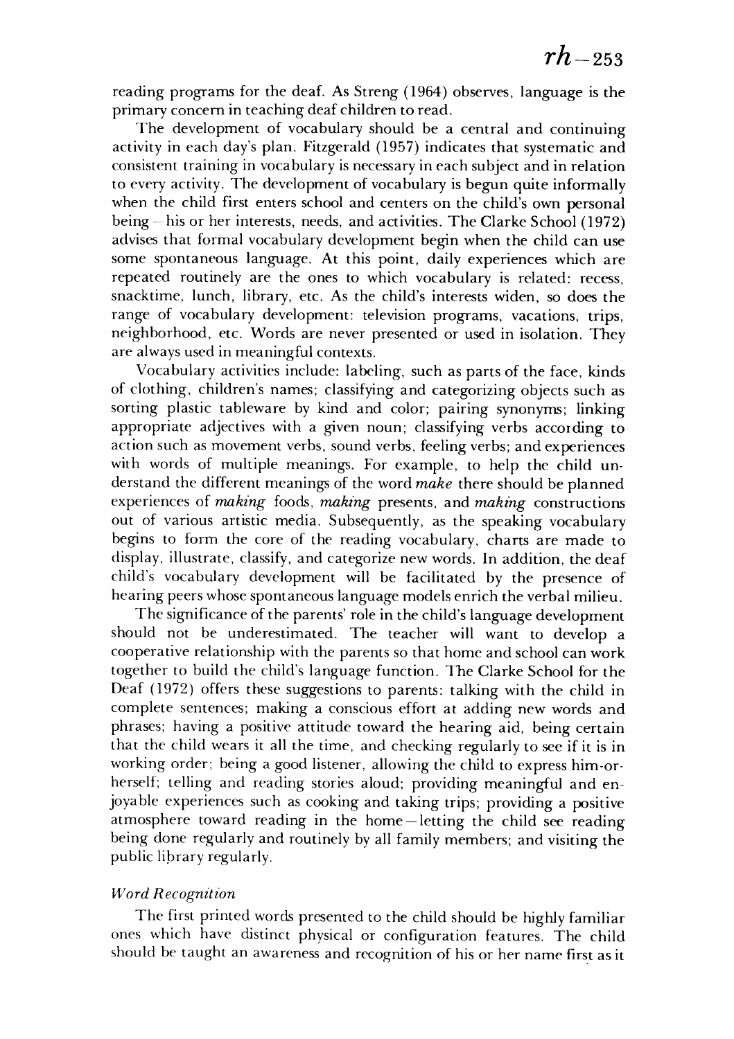reading programs for the deaf. As Streng (1964) observes, language is the primary concern in teaching deaf children to read.

The development of vocabulary should be a central and continuing activity in each day's plan. Fitzgerald (1957) indicates that systematic and consistent training in vocabulary is necessary in each subject and in relation to every activity. The development of vocabulary is begun quite informally when the child first enters school and centers on the child's own personal being—his or her interests, needs, and activities. The Clarke School (1972) advises that formal vocabulary development begin when the child can use some spontaneous language. At this point, daily experiences which are repeated routinely are the ones to which vocabulary is related: recess, snacktime, lunch, library, etc. As the child's interests widen, so does the range of vocabulary development: television programs, vacations, trips, neighborhood, etc. Words are never presented or used in isolation. They are always used in meaningful contexts.

Vocabulary activities include: labeling, such as parts of the face, kinds of clothing, children's names; classifying and categorizing objects such as sorting plastic tableware by kind and color; pairing synonyms; linking appropriate adjectives with a given noun; classifying verbs according to action such as movement verbs, sound verbs, feeling verbs; and experiences with words of multiple meanings. For example, to help the child understand the different meanings of the word *make* there should be planned experiences of *making* foods, *making* presents, and *making* constructions out of various artistic media. Subsequently, as the speaking vocabulary begins to form the core of the reading vocabulary, charts are made to display, illustrate, classify, and categorize new words. In addition, the deaf child's vocabulary development will be facilitated by the presence of hearing peers whose spontaneous language models enrich the verbal milieu.

The significance of the parents' role in the child's language development should not be underestimated. The teacher will want to develop a cooperative relationship with the parents so that home and school can work together to build the child's language function. The Clarke School for the Deaf (1972) offers these suggestions to parents: talking with the child in complete sentences; making a conscious effort at adding new words and phrases; having a positive attitude toward the hearing aid, being certain that the child wears it all the time, and checking regularly to see if it is in working order; being a good listener, allowing the child to express him-or-herself; telling and reading stories aloud; providing meaningful and enjoyable experiences such as cooking and taking trips; providing a positive atmosphere toward reading in the home—letting the child see reading being done regularly and routinely by all family members; and visiting the public library regularly.

### *Word Recognition*

The first printed words presented to the child should be highly familiar ones which have distinct physical or configuration features. The child should be taught an awareness and recognition of his or her name first as it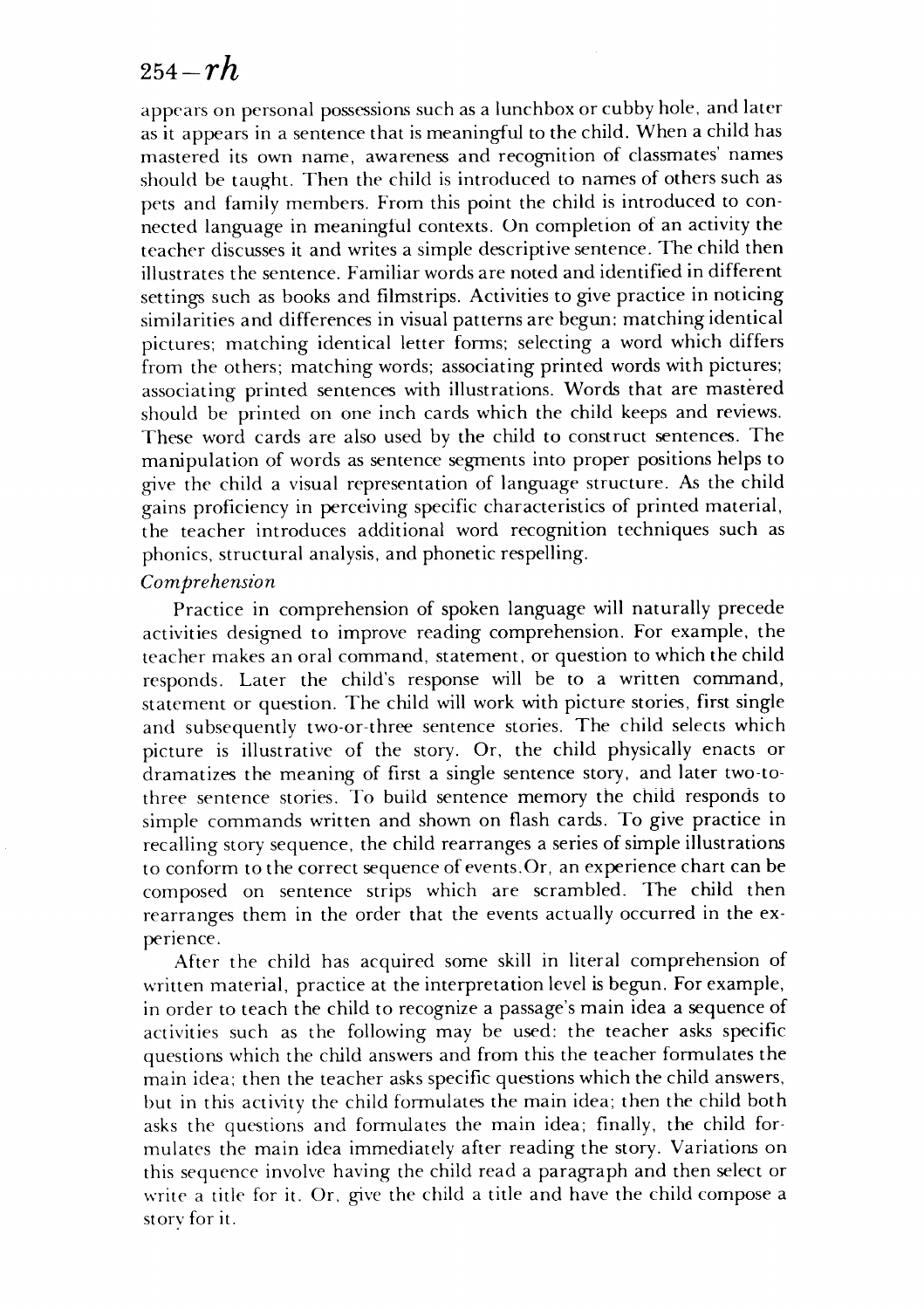appears on personal possessions such as a lunchbox or cubby hole, and later as it appears in a sentence that is meaningful to the child. When a child has mastered its own name, awareness and recognition of classmates' names should be taught. Then the child is introduced to names of others such as pets and family members. From this point the child is introduced to connected language in meaningful contexts. On completion of an activity the teacher discusses it and writes a simple descriptive sentence. The child then illustrates the sentence. Familiar words are noted and identified in different settings such as books and filmstrips. Activities to give practice in noticing similarities and differences in visual patterns are begun: matching identical pictures; matching identical letter forms; selecting a word which differs from the others; matching words; associating printed words with pictures; associating printed sentences with illustrations. Words that are mastered should be printed on one inch cards which the child keeps and reviews. These word cards are also used by the child to construct sentences. The manipulation of words as sentence segments into proper positions helps to give the child a visual representation of language structure. As the child gains proficiency in perceiving specific characteristics of printed material, the teacher introduces additional word recognition techniques such as phonics, structural analysis, and phonetic respelling.

*Comprehension*

Practice in comprehension of spoken language will naturally precede activities designed to improve reading comprehension. For example, the teacher makes an oral command, statement, or question to which the child responds. Later the child's response will be to a written command, statement or question. The child will work with picture stories, first single and subsequently two-or-three sentence stories. The child selects which picture is illustrative of the story. Or, the child physically enacts or dramatizes the meaning of first a single sentence story, and later two-to-three sentence stories. To build sentence memory the child responds to simple commands written and shown on flash cards. To give practice in recalling story sequence, the child rearranges a series of simple illustrations to conform to the correct sequence of events.Or, an experience chart can be composed on sentence strips which are scrambled. The child then rearranges them in the order that the events actually occurred in the experience.

After the child has acquired some skill in literal comprehension of written material, practice at the interpretation level is begun. For example, in order to teach the child to recognize a passage's main idea a sequence of activities such as the following may be used: the teacher asks specific questions which the child answers and from this the teacher formulates the main idea; then the teacher asks specific questions which the child answers, but in this activity the child formulates the main idea; then the child both asks the questions and formulates the main idea; finally, the child formulates the main idea immediately after reading the story. Variations on this sequence involve having the child read a paragraph and then select or write a title for it. Or, give the child a title and have the child compose a story for it.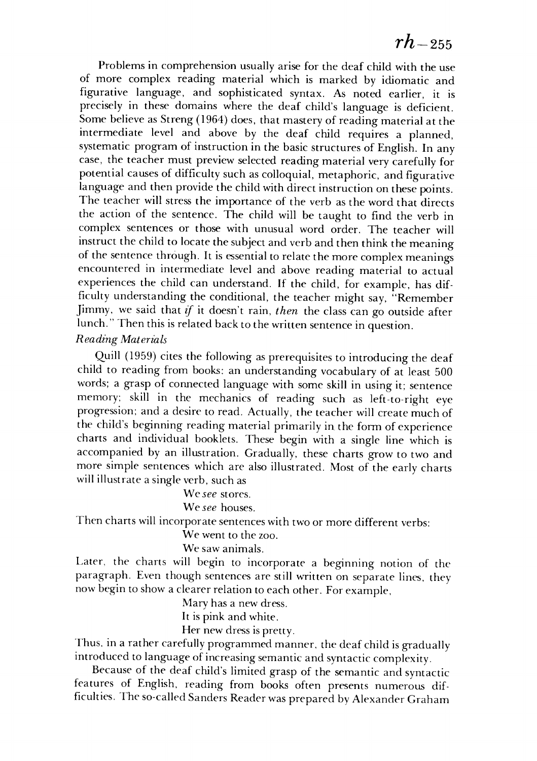Problems in comprehension usually arise for the deaf child with the use of more complex reading material which is marked by idiomatic and figurative language, and sophisticated syntax. As noted earlier, it is precisely in these domains where the deaf child's language is deficient. Some believe as Streng (1964) does, that mastery of reading material at the intermediate level and above by the deaf child requires a planned, systematic program of instruction in the basic structures of English. In any case, the teacher must preview selected reading material very carefully for potential causes of difficulty such as colloquial, metaphoric, and figurative language and then provide the child with direct instruction on these points. The teacher will stress the importance of the verb as the word that directs the action of the sentence. The child will be taught to find the verb in complex sentences or those with unusual word order. The teacher will instruct the child to locate the subject and verb and then think the meaning of the sentence through. It is essential to relate the more complex meanings encountered in intermediate level and above reading material to actual experiences the child can understand. If the child, for example, has difficulty understanding the conditional, the teacher might say, "Remember Jimmy, we said that *if* it doesn't rain, *then* the class can go outside after lunch." Then this is related back to the written sentence in question.

### *Reading Materials*

Quill (1959) cites the following as prerequisites to introducing the deaf child to reading from books: an understanding vocabulary of at least 500 words; a grasp of connected language with some skill in using it; sentence memory; skill in the mechanics of reading such as left-to-right eye progression; and a desire to read. Actually, the teacher will create much of the child's beginning reading material primarily in the form of experience charts and individual booklets. These begin with a single line which is accompanied by an illustration. Gradually, these charts grow to two and more simple sentences which are also illustrated. Most of the early charts will illustrate a single verb, such as

We *see* stores.
We *see* houses.

Then charts will incorporate sentences with two or more different verbs:

We went to the zoo.
We saw animals.

Later, the charts will begin to incorporate a beginning notion of the paragraph. Even though sentences are still written on separate lines, they now begin to show a clearer relation to each other. For example,

Mary has a new dress.
It is pink and white.
Her new dress is pretty.

Thus, in a rather carefully programmed manner, the deaf child is gradually introduced to language of increasing semantic and syntactic complexity.

Because of the deaf child's limited grasp of the semantic and syntactic features of English, reading from books often presents numerous difficulties. The so-called Sanders Reader was prepared by Alexander Graham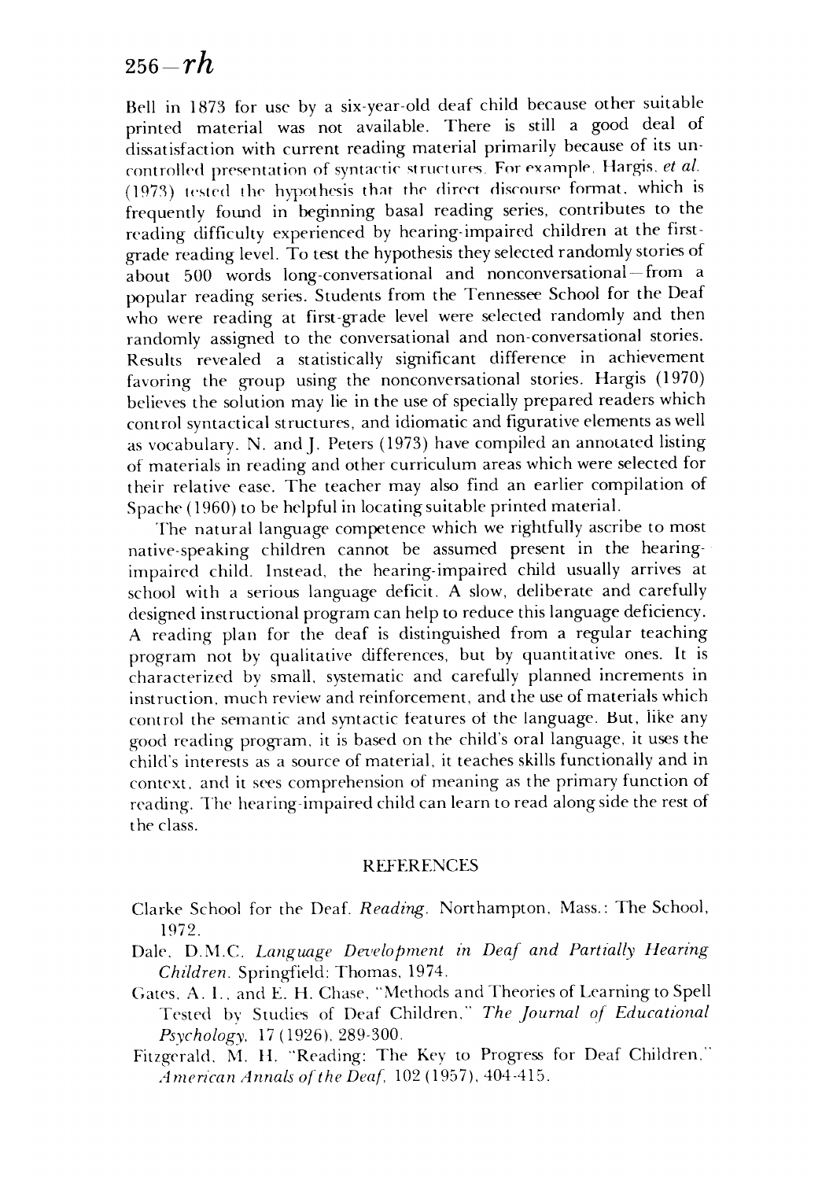Bell in 1873 for use by a six-year-old deaf child because other suitable printed material was not available. There is still a good deal of dissatisfaction with current reading material primarily because of its uncontrolled presentation of syntactic structures. For example, Hargis, *et al.* (1973) tested the hypothesis that the direct discourse format, which is frequently found in beginning basal reading series, contributes to the reading difficulty experienced by hearing-impaired children at the first-grade reading level. To test the hypothesis they selected randomly stories of about 500 words long-conversational and nonconversational—from a popular reading series. Students from the Tennessee School for the Deaf who were reading at first-grade level were selected randomly and then randomly assigned to the conversational and non-conversational stories. Results revealed a statistically significant difference in achievement favoring the group using the nonconversational stories. Hargis (1970) believes the solution may lie in the use of specially prepared readers which control syntactical structures, and idiomatic and figurative elements as well as vocabulary. N. and J. Peters (1973) have compiled an annotated listing of materials in reading and other curriculum areas which were selected for their relative ease. The teacher may also find an earlier compilation of Spache (1960) to be helpful in locating suitable printed material.

The natural language competence which we rightfully ascribe to most native-speaking children cannot be assumed present in the hearing-impaired child. Instead, the hearing-impaired child usually arrives at school with a serious language deficit. A slow, deliberate and carefully designed instructional program can help to reduce this language deficiency. A reading plan for the deaf is distinguished from a regular teaching program not by qualitative differences, but by quantitative ones. It is characterized by small, systematic and carefully planned increments in instruction, much review and reinforcement, and the use of materials which control the semantic and syntactic features of the language. But, like any good reading program, it is based on the child's oral language, it uses the child's interests as a source of material, it teaches skills functionally and in context, and it sees comprehension of meaning as the primary function of reading. The hearing-impaired child can learn to read along side the rest of the class.

## REFERENCES

Clarke School for the Deaf. *Reading*. Northampton, Mass.: The School, 1972.

Dale, D.M.C. *Language Development in Deaf and Partially Hearing Children*. Springfield: Thomas, 1974.

Gates, A. I., and E. H. Chase, "Methods and Theories of Learning to Spell Tested by Studies of Deaf Children," *The Journal of Educational Psychology*, 17 (1926), 289-300.

Fitzgerald, M. H. "Reading: The Key to Progress for Deaf Children," *American Annals of the Deaf*, 102 (1957), 404-415.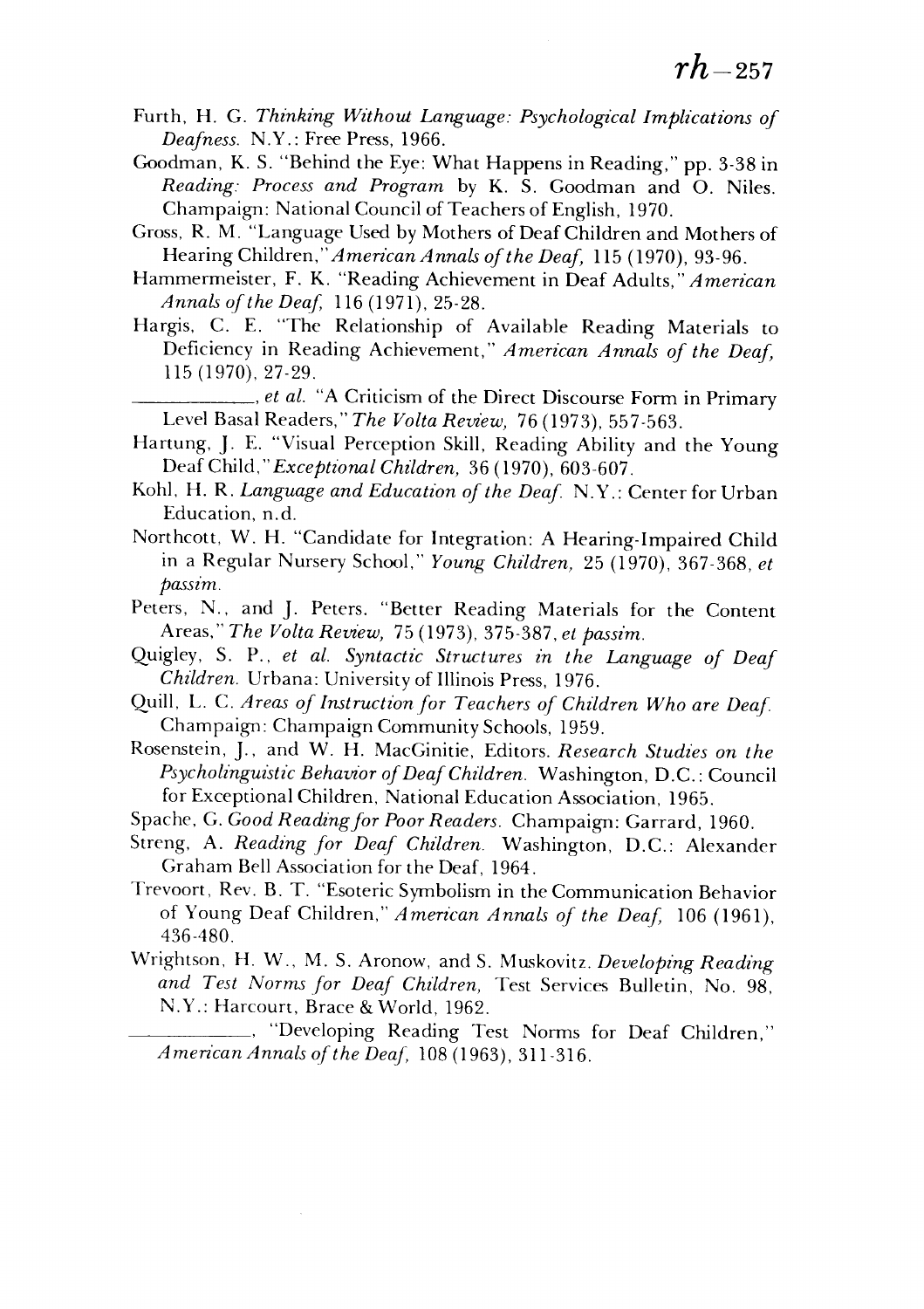Furth, H. G. *Thinking Without Language: Psychological Implications of Deafness.* N.Y.: Free Press, 1966.

Goodman, K. S. "Behind the Eye: What Happens in Reading," pp. 3-38 in *Reading: Process and Program* by K. S. Goodman and O. Niles. Champaign: National Council of Teachers of English, 1970.

Gross, R. M. "Language Used by Mothers of Deaf Children and Mothers of Hearing Children," *American Annals of the Deaf,* 115 (1970), 93-96.

Hammermeister, F. K. "Reading Achievement in Deaf Adults," *American Annals of the Deaf,* 116 (1971), 25-28.

Hargis, C. E. "The Relationship of Available Reading Materials to Deficiency in Reading Achievement," *American Annals of the Deaf,* 115 (1970), 27-29.

\_\_\_\_\_\_\_\_\_\_\_\_, *et al.* "A Criticism of the Direct Discourse Form in Primary Level Basal Readers," *The Volta Review,* 76 (1973), 557-563.

Hartung, J. E. "Visual Perception Skill, Reading Ability and the Young Deaf Child," *Exceptional Children,* 36 (1970), 603-607.

Kohl, H. R. *Language and Education of the Deaf.* N.Y.: Center for Urban Education, n.d.

Northcott, W. H. "Candidate for Integration: A Hearing-Impaired Child in a Regular Nursery School," *Young Children,* 25 (1970), 367-368, *et passim.*

Peters, N., and J. Peters. "Better Reading Materials for the Content Areas," *The Volta Review,* 75 (1973), 375-387, *et passim.*

Quigley, S. P., *et al. Syntactic Structures in the Language of Deaf Children.* Urbana: University of Illinois Press, 1976.

Quill, L. C. *Areas of Instruction for Teachers of Children Who are Deaf.* Champaign: Champaign Community Schools, 1959.

Rosenstein, J., and W. H. MacGinitie, Editors. *Research Studies on the Psycholinguistic Behavior of Deaf Children.* Washington, D.C.: Council for Exceptional Children, National Education Association, 1965.

Spache, G. *Good Reading for Poor Readers.* Champaign: Garrard, 1960.

Streng, A. *Reading for Deaf Children.* Washington, D.C.: Alexander Graham Bell Association for the Deaf, 1964.

Trevoort, Rev. B. T. "Esoteric Symbolism in the Communication Behavior of Young Deaf Children," *American Annals of the Deaf,* 106 (1961), 436-480.

Wrightson, H. W., M. S. Aronow, and S. Muskovitz. *Developing Reading and Test Norms for Deaf Children,* Test Services Bulletin, No. 98, N.Y.: Harcourt, Brace & World, 1962.

\_\_\_\_\_\_\_\_\_\_\_\_, "Developing Reading Test Norms for Deaf Children," *American Annals of the Deaf,* 108 (1963), 311-316.